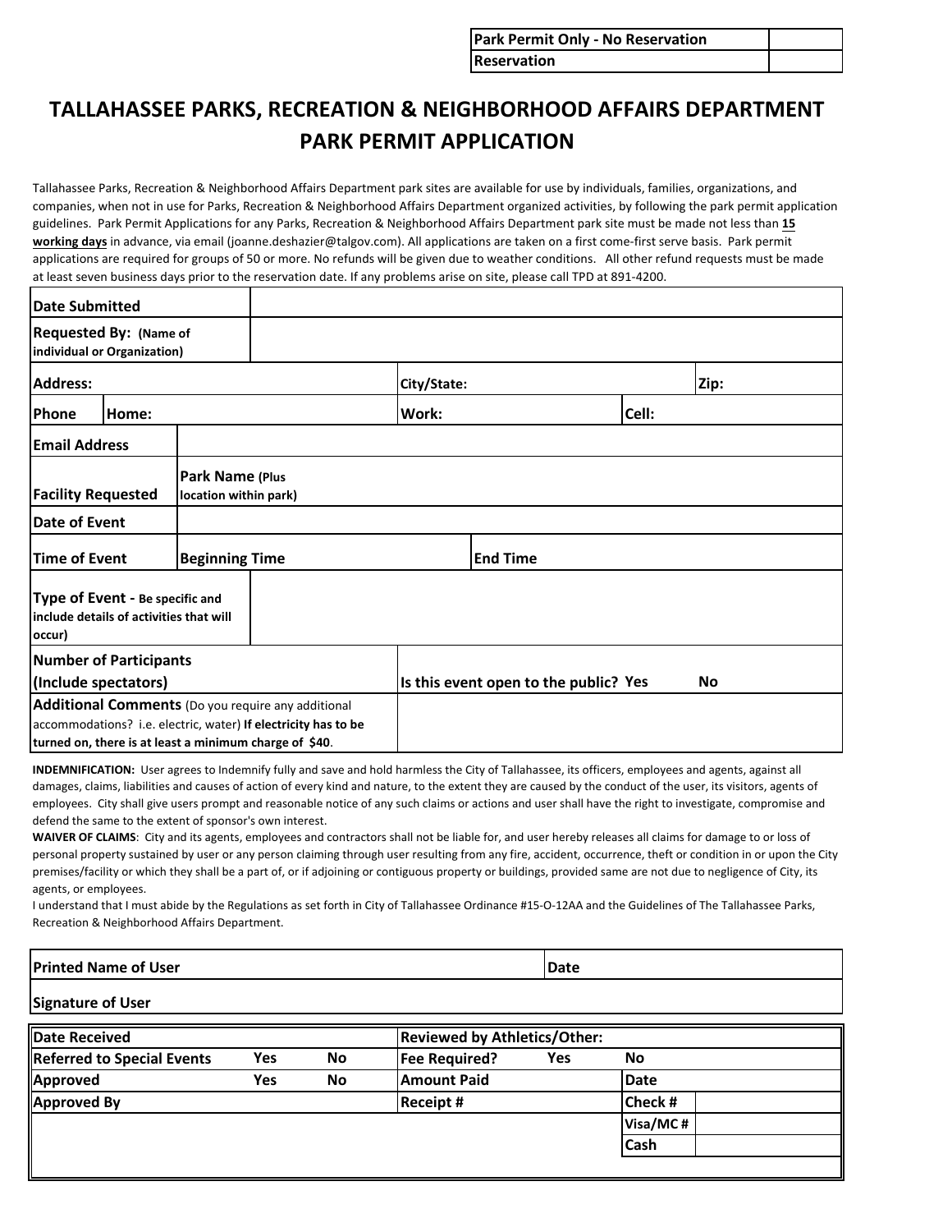| Park Permit Only - No Reservation | |
|---|---|
| Reservation | |

# TALLAHASSEE PARKS, RECREATION & NEIGHBORHOOD AFFAIRS DEPARTMENT
# PARK PERMIT APPLICATION

Tallahassee Parks, Recreation & Neighborhood Affairs Department park sites are available for use by individuals, families, organizations, and companies, when not in use for Parks, Recreation & Neighborhood Affairs Department organized activities, by following the park permit application guidelines. Park Permit Applications for any Parks, Recreation & Neighborhood Affairs Department park site must be made not less than **15 working days** in advance, via email (joanne.deshazier@talgov.com). All applications are taken on a first come-first serve basis. Park permit applications are required for groups of 50 or more. No refunds will be given due to weather conditions. All other refund requests must be made at least seven business days prior to the reservation date. If any problems arise on site, please call TPD at 891-4200.

| | | | |
|---|---|---|---|
| **Date Submitted** | | | |
| **Requested By:** (Name of individual or Organization) | | | |
| **Address:** | **City/State:** | | **Zip:** |
| **Phone** **Home:** | **Work:** | **Cell:** | |
| **Email Address** | | | |
| **Facility Requested** | **Park Name** (Plus location within park) | | |
| **Date of Event** | | | |
| **Time of Event** | **Beginning Time** | **End Time** | |
| **Type of Event** - Be specific and include details of activities that will occur) | | | |
| **Number of Participants (Include spectators)** | **Is this event open to the public? Yes No** | | |
| **Additional Comments** (Do you require any additional accommodations? i.e. electric, water) **If electricity has to be turned on, there is at least a minimum charge of $40**. | | | |

**INDEMNIFICATION:** User agrees to Indemnify fully and save and hold harmless the City of Tallahassee, its officers, employees and agents, against all damages, claims, liabilities and causes of action of every kind and nature, to the extent they are caused by the conduct of the user, its visitors, agents of employees. City shall give users prompt and reasonable notice of any such claims or actions and user shall have the right to investigate, compromise and defend the same to the extent of sponsor's own interest.

**WAIVER OF CLAIMS**: City and its agents, employees and contractors shall not be liable for, and user hereby releases all claims for damage to or loss of personal property sustained by user or any person claiming through user resulting from any fire, accident, occurrence, theft or condition in or upon the City premises/facility or which they shall be a part of, or if adjoining or contiguous property or buildings, provided same are not due to negligence of City, its agents, or employees.

I understand that I must abide by the Regulations as set forth in City of Tallahassee Ordinance #15-O-12AA and the Guidelines of The Tallahassee Parks, Recreation & Neighborhood Affairs Department.

| | |
|---|---|
| **Printed Name of User** | **Date** |
| **Signature of User** | |

| | | | | | | |
|---|---|---|---|---|---|---|
| **Date Received** | | | **Reviewed by Athletics/Other:** | | | |
| **Referred to Special Events** | **Yes** | **No** | **Fee Required?** | **Yes** | **No** | |
| **Approved** | **Yes** | **No** | **Amount Paid** | | **Date** | |
| **Approved By** | | | **Receipt #** | | **Check #** | |
| | | | | | **Visa/MC #** | |
| | | | | | **Cash** | |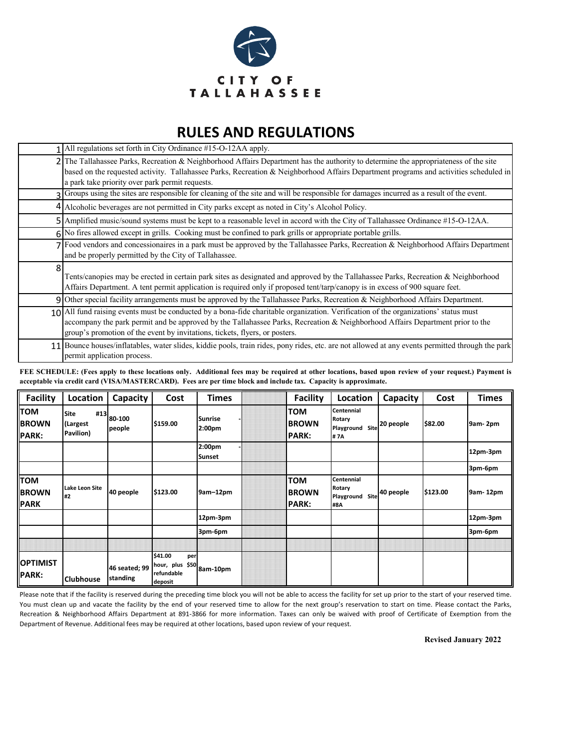CITY OF TALLAHASSEE

## RULES AND REGULATIONS

| | |
|---|---|
| 1 | All regulations set forth in City Ordinance #15-O-12AA apply. |
| 2 | The Tallahassee Parks, Recreation & Neighborhood Affairs Department has the authority to determine the appropriateness of the site based on the requested activity. Tallahassee Parks, Recreation & Neighborhood Affairs Department programs and activities scheduled in a park take priority over park permit requests. |
| 3 | Groups using the sites are responsible for cleaning of the site and will be responsible for damages incurred as a result of the event. |
| 4 | Alcoholic beverages are not permitted in City parks except as noted in City's Alcohol Policy. |
| 5 | Amplified music/sound systems must be kept to a reasonable level in accord with the City of Tallahassee Ordinance #15-O-12AA. |
| 6 | No fires allowed except in grills. Cooking must be confined to park grills or appropriate portable grills. |
| 7 | Food vendors and concessionaires in a park must be approved by the Tallahassee Parks, Recreation & Neighborhood Affairs Department and be properly permitted by the City of Tallahassee. |
| 8 | Tents/canopies may be erected in certain park sites as designated and approved by the Tallahassee Parks, Recreation & Neighborhood Affairs Department. A tent permit application is required only if proposed tent/tarp/canopy is in excess of 900 square feet. |
| 9 | Other special facility arrangements must be approved by the Tallahassee Parks, Recreation & Neighborhood Affairs Department. |
| 10 | All fund raising events must be conducted by a bona-fide charitable organization. Verification of the organizations' status must accompany the park permit and be approved by the Tallahassee Parks, Recreation & Neighborhood Affairs Department prior to the group's promotion of the event by invitations, tickets, flyers, or posters. |
| 11 | Bounce houses/inflatables, water slides, kiddie pools, train rides, pony rides, etc. are not allowed at any events permitted through the park permit application process. |

**FEE SCHEDULE: (Fees apply to these locations only. Additional fees may be required at other locations, based upon review of your request.) Payment is acceptable via credit card (VISA/MASTERCARD). Fees are per time block and include tax. Capacity is approximate.**

| Facility | Location | Capacity | Cost | Times | | Facility | Location | Capacity | Cost | Times |
|---|---|---|---|---|---|---|---|---|---|---|
| **TOM BROWN PARK:** | **Site #13 (Largest Pavilion)** | **80-100 people** | **$159.00** | **Sunrise - 2:00pm** | | **TOM BROWN PARK:** | **Centennial Rotary Playground Site # 7A** | **20 people** | **$82.00** | **9am- 2pm** |
| | | | | **2:00pm - Sunset** | | | | | | **12pm-3pm** |
| | | | | | | | | | | **3pm-6pm** |
| **TOM BROWN PARK** | **Lake Leon Site #2** | **40 people** | **$123.00** | **9am–12pm** | | **TOM BROWN PARK:** | **Centennial Rotary Playground Site #8A** | **40 people** | **$123.00** | **9am- 12pm** |
| | | | | **12pm-3pm** | | | | | | **12pm-3pm** |
| | | | | **3pm-6pm** | | | | | | **3pm-6pm** |
| | | | | | | | | | | |
| **OPTIMIST PARK:** | **Clubhouse** | **46 seated; 99 standing** | **$41.00 per hour, plus $50 refundable deposit** | **8am-10pm** | | | | | | |

Please note that if the facility is reserved during the preceding time block you will not be able to access the facility for set up prior to the start of your reserved time. You must clean up and vacate the facility by the end of your reserved time to allow for the next group's reservation to start on time. Please contact the Parks, Recreation & Neighborhood Affairs Department at 891-3866 for more information. Taxes can only be waived with proof of Certificate of Exemption from the Department of Revenue. Additional fees may be required at other locations, based upon review of your request.

**Revised January 2022**